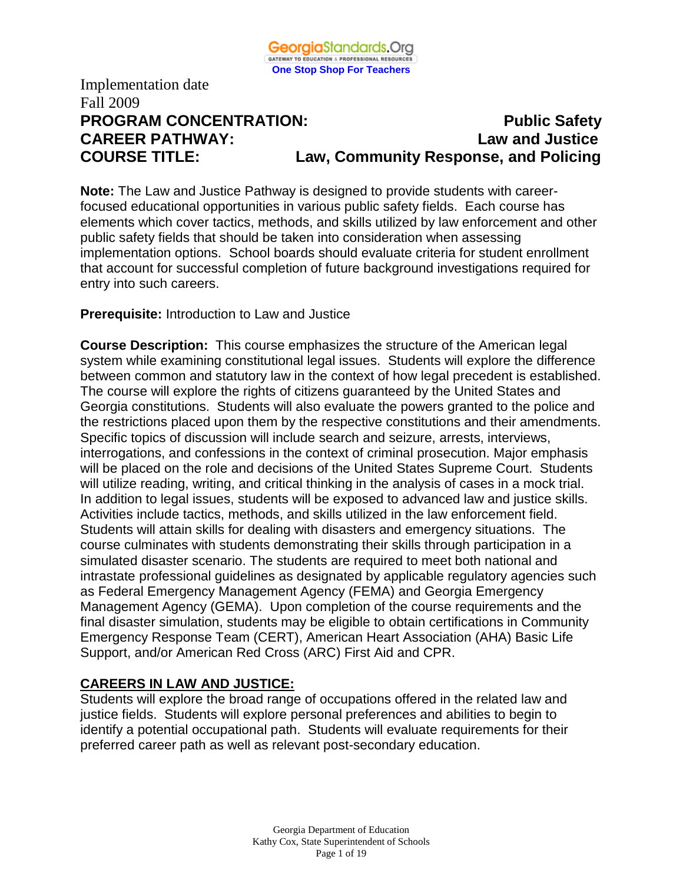Implementation date
Fall 2009

**PROGRAM CONCENTRATION:** **Public Safety**
**CAREER PATHWAY:** **Law and Justice**
**COURSE TITLE:** **Law, Community Response, and Policing**

**Note:** The Law and Justice Pathway is designed to provide students with career-focused educational opportunities in various public safety fields. Each course has elements which cover tactics, methods, and skills utilized by law enforcement and other public safety fields that should be taken into consideration when assessing implementation options. School boards should evaluate criteria for student enrollment that account for successful completion of future background investigations required for entry into such careers.

**Prerequisite:** Introduction to Law and Justice

**Course Description:** This course emphasizes the structure of the American legal system while examining constitutional legal issues. Students will explore the difference between common and statutory law in the context of how legal precedent is established. The course will explore the rights of citizens guaranteed by the United States and Georgia constitutions. Students will also evaluate the powers granted to the police and the restrictions placed upon them by the respective constitutions and their amendments. Specific topics of discussion will include search and seizure, arrests, interviews, interrogations, and confessions in the context of criminal prosecution. Major emphasis will be placed on the role and decisions of the United States Supreme Court. Students will utilize reading, writing, and critical thinking in the analysis of cases in a mock trial. In addition to legal issues, students will be exposed to advanced law and justice skills. Activities include tactics, methods, and skills utilized in the law enforcement field. Students will attain skills for dealing with disasters and emergency situations. The course culminates with students demonstrating their skills through participation in a simulated disaster scenario. The students are required to meet both national and intrastate professional guidelines as designated by applicable regulatory agencies such as Federal Emergency Management Agency (FEMA) and Georgia Emergency Management Agency (GEMA). Upon completion of the course requirements and the final disaster simulation, students may be eligible to obtain certifications in Community Emergency Response Team (CERT), American Heart Association (AHA) Basic Life Support, and/or American Red Cross (ARC) First Aid and CPR.

## CAREERS IN LAW AND JUSTICE:

Students will explore the broad range of occupations offered in the related law and justice fields. Students will explore personal preferences and abilities to begin to identify a potential occupational path. Students will evaluate requirements for their preferred career path as well as relevant post-secondary education.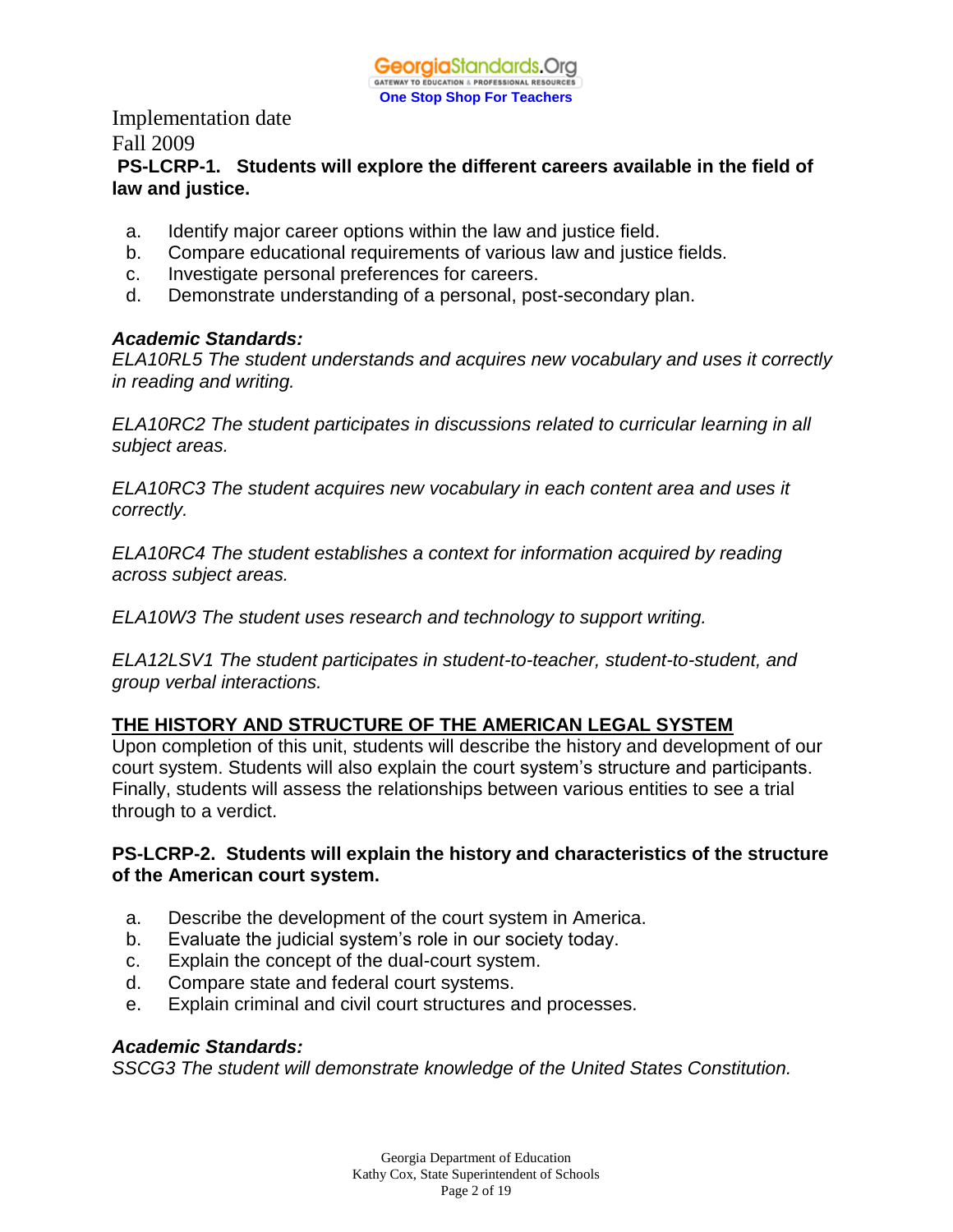Implementation date
Fall 2009

**PS-LCRP-1. Students will explore the different careers available in the field of law and justice.**

a. Identify major career options within the law and justice field.
b. Compare educational requirements of various law and justice fields.
c. Investigate personal preferences for careers.
d. Demonstrate understanding of a personal, post-secondary plan.

***Academic Standards:***
*ELA10RL5 The student understands and acquires new vocabulary and uses it correctly in reading and writing.*

*ELA10RC2 The student participates in discussions related to curricular learning in all subject areas.*

*ELA10RC3 The student acquires new vocabulary in each content area and uses it correctly.*

*ELA10RC4 The student establishes a context for information acquired by reading across subject areas.*

*ELA10W3 The student uses research and technology to support writing.*

*ELA12LSV1 The student participates in student-to-teacher, student-to-student, and group verbal interactions.*

## THE HISTORY AND STRUCTURE OF THE AMERICAN LEGAL SYSTEM

Upon completion of this unit, students will describe the history and development of our court system. Students will also explain the court system's structure and participants. Finally, students will assess the relationships between various entities to see a trial through to a verdict.

**PS-LCRP-2. Students will explain the history and characteristics of the structure of the American court system.**

a. Describe the development of the court system in America.
b. Evaluate the judicial system's role in our society today.
c. Explain the concept of the dual-court system.
d. Compare state and federal court systems.
e. Explain criminal and civil court structures and processes.

***Academic Standards:***
*SSCG3 The student will demonstrate knowledge of the United States Constitution.*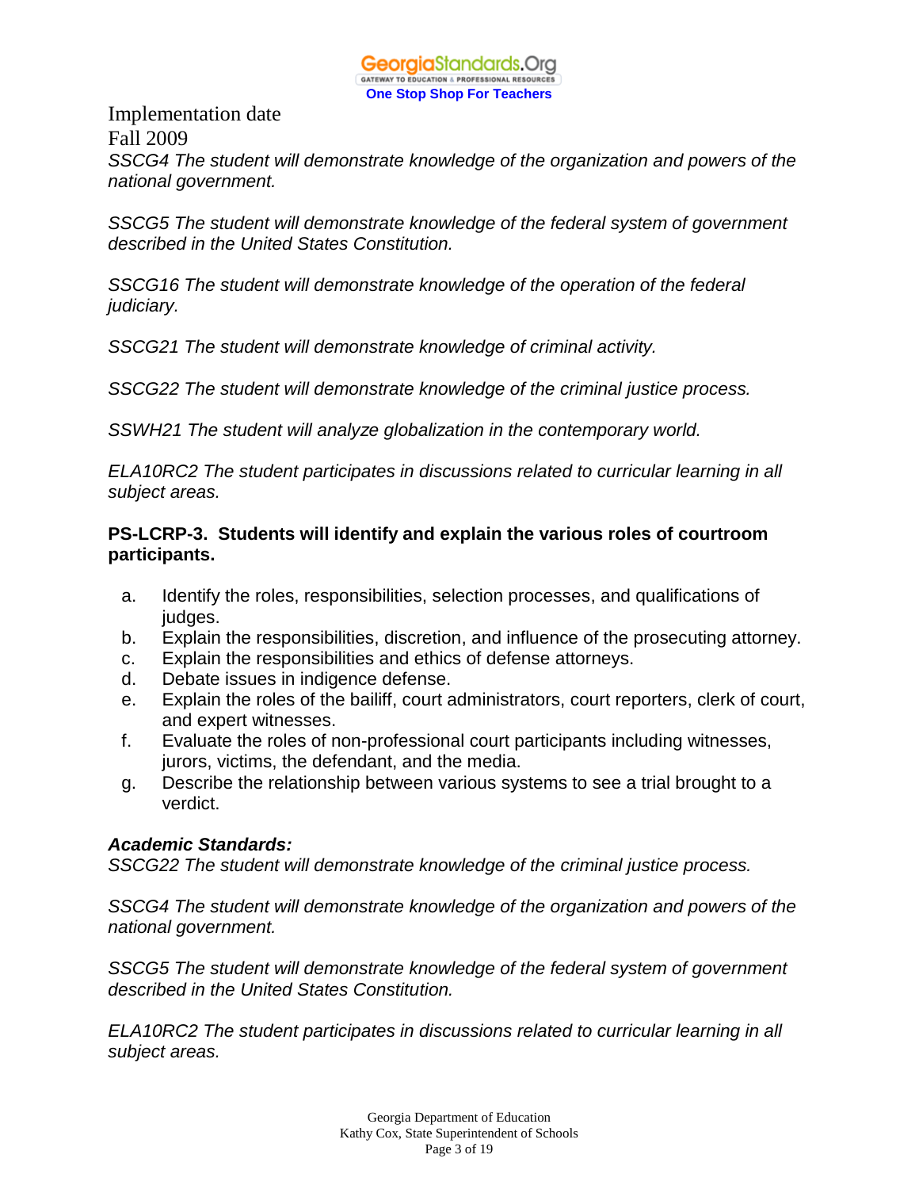Implementation date
Fall 2009

*SSCG4 The student will demonstrate knowledge of the organization and powers of the national government.*

*SSCG5 The student will demonstrate knowledge of the federal system of government described in the United States Constitution.*

*SSCG16 The student will demonstrate knowledge of the operation of the federal judiciary.*

*SSCG21 The student will demonstrate knowledge of criminal activity.*

*SSCG22 The student will demonstrate knowledge of the criminal justice process.*

*SSWH21 The student will analyze globalization in the contemporary world.*

*ELA10RC2 The student participates in discussions related to curricular learning in all subject areas.*

**PS-LCRP-3. Students will identify and explain the various roles of courtroom participants.**

a. Identify the roles, responsibilities, selection processes, and qualifications of judges.
b. Explain the responsibilities, discretion, and influence of the prosecuting attorney.
c. Explain the responsibilities and ethics of defense attorneys.
d. Debate issues in indigence defense.
e. Explain the roles of the bailiff, court administrators, court reporters, clerk of court, and expert witnesses.
f. Evaluate the roles of non-professional court participants including witnesses, jurors, victims, the defendant, and the media.
g. Describe the relationship between various systems to see a trial brought to a verdict.

***Academic Standards:***

*SSCG22 The student will demonstrate knowledge of the criminal justice process.*

*SSCG4 The student will demonstrate knowledge of the organization and powers of the national government.*

*SSCG5 The student will demonstrate knowledge of the federal system of government described in the United States Constitution.*

*ELA10RC2 The student participates in discussions related to curricular learning in all subject areas.*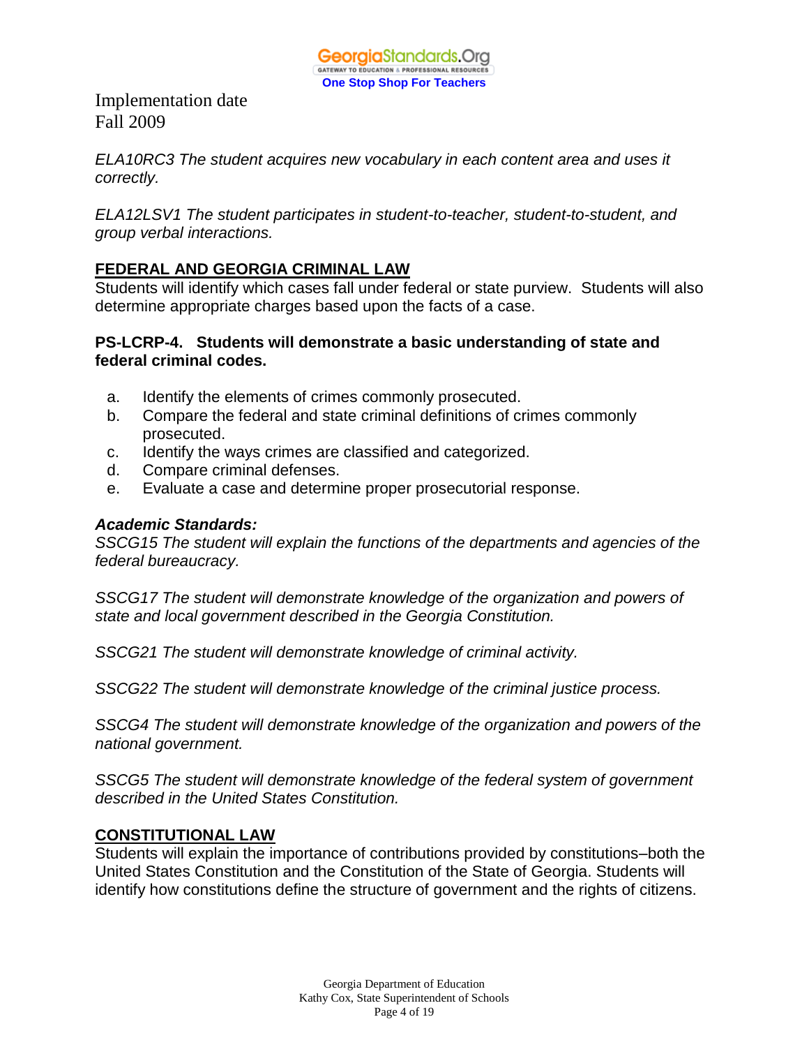Implementation date
Fall 2009

*ELA10RC3 The student acquires new vocabulary in each content area and uses it correctly.*

*ELA12LSV1 The student participates in student-to-teacher, student-to-student, and group verbal interactions.*

## FEDERAL AND GEORGIA CRIMINAL LAW

Students will identify which cases fall under federal or state purview. Students will also determine appropriate charges based upon the facts of a case.

**PS-LCRP-4. Students will demonstrate a basic understanding of state and federal criminal codes.**

a. Identify the elements of crimes commonly prosecuted.
b. Compare the federal and state criminal definitions of crimes commonly prosecuted.
c. Identify the ways crimes are classified and categorized.
d. Compare criminal defenses.
e. Evaluate a case and determine proper prosecutorial response.

***Academic Standards:***

*SSCG15 The student will explain the functions of the departments and agencies of the federal bureaucracy.*

*SSCG17 The student will demonstrate knowledge of the organization and powers of state and local government described in the Georgia Constitution.*

*SSCG21 The student will demonstrate knowledge of criminal activity.*

*SSCG22 The student will demonstrate knowledge of the criminal justice process.*

*SSCG4 The student will demonstrate knowledge of the organization and powers of the national government.*

*SSCG5 The student will demonstrate knowledge of the federal system of government described in the United States Constitution.*

## CONSTITUTIONAL LAW

Students will explain the importance of contributions provided by constitutions–both the United States Constitution and the Constitution of the State of Georgia. Students will identify how constitutions define the structure of government and the rights of citizens.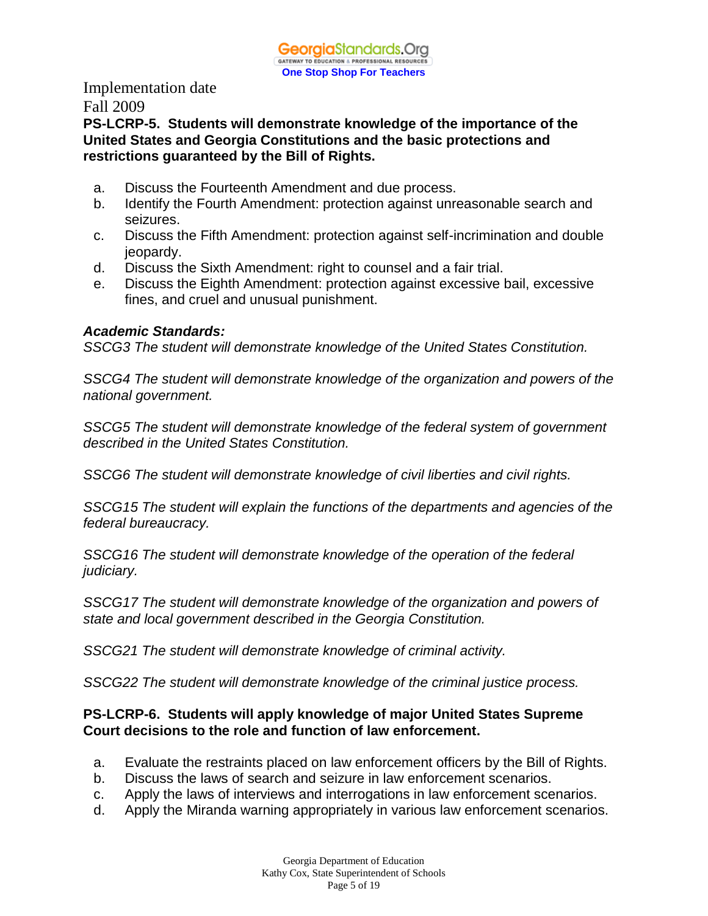Implementation date
Fall 2009

**PS-LCRP-5. Students will demonstrate knowledge of the importance of the United States and Georgia Constitutions and the basic protections and restrictions guaranteed by the Bill of Rights.**

a. Discuss the Fourteenth Amendment and due process.
b. Identify the Fourth Amendment: protection against unreasonable search and seizures.
c. Discuss the Fifth Amendment: protection against self-incrimination and double jeopardy.
d. Discuss the Sixth Amendment: right to counsel and a fair trial.
e. Discuss the Eighth Amendment: protection against excessive bail, excessive fines, and cruel and unusual punishment.

***Academic Standards:***

*SSCG3 The student will demonstrate knowledge of the United States Constitution.*

*SSCG4 The student will demonstrate knowledge of the organization and powers of the national government.*

*SSCG5 The student will demonstrate knowledge of the federal system of government described in the United States Constitution.*

*SSCG6 The student will demonstrate knowledge of civil liberties and civil rights.*

*SSCG15 The student will explain the functions of the departments and agencies of the federal bureaucracy.*

*SSCG16 The student will demonstrate knowledge of the operation of the federal judiciary.*

*SSCG17 The student will demonstrate knowledge of the organization and powers of state and local government described in the Georgia Constitution.*

*SSCG21 The student will demonstrate knowledge of criminal activity.*

*SSCG22 The student will demonstrate knowledge of the criminal justice process.*

**PS-LCRP-6. Students will apply knowledge of major United States Supreme Court decisions to the role and function of law enforcement.**

a. Evaluate the restraints placed on law enforcement officers by the Bill of Rights.
b. Discuss the laws of search and seizure in law enforcement scenarios.
c. Apply the laws of interviews and interrogations in law enforcement scenarios.
d. Apply the Miranda warning appropriately in various law enforcement scenarios.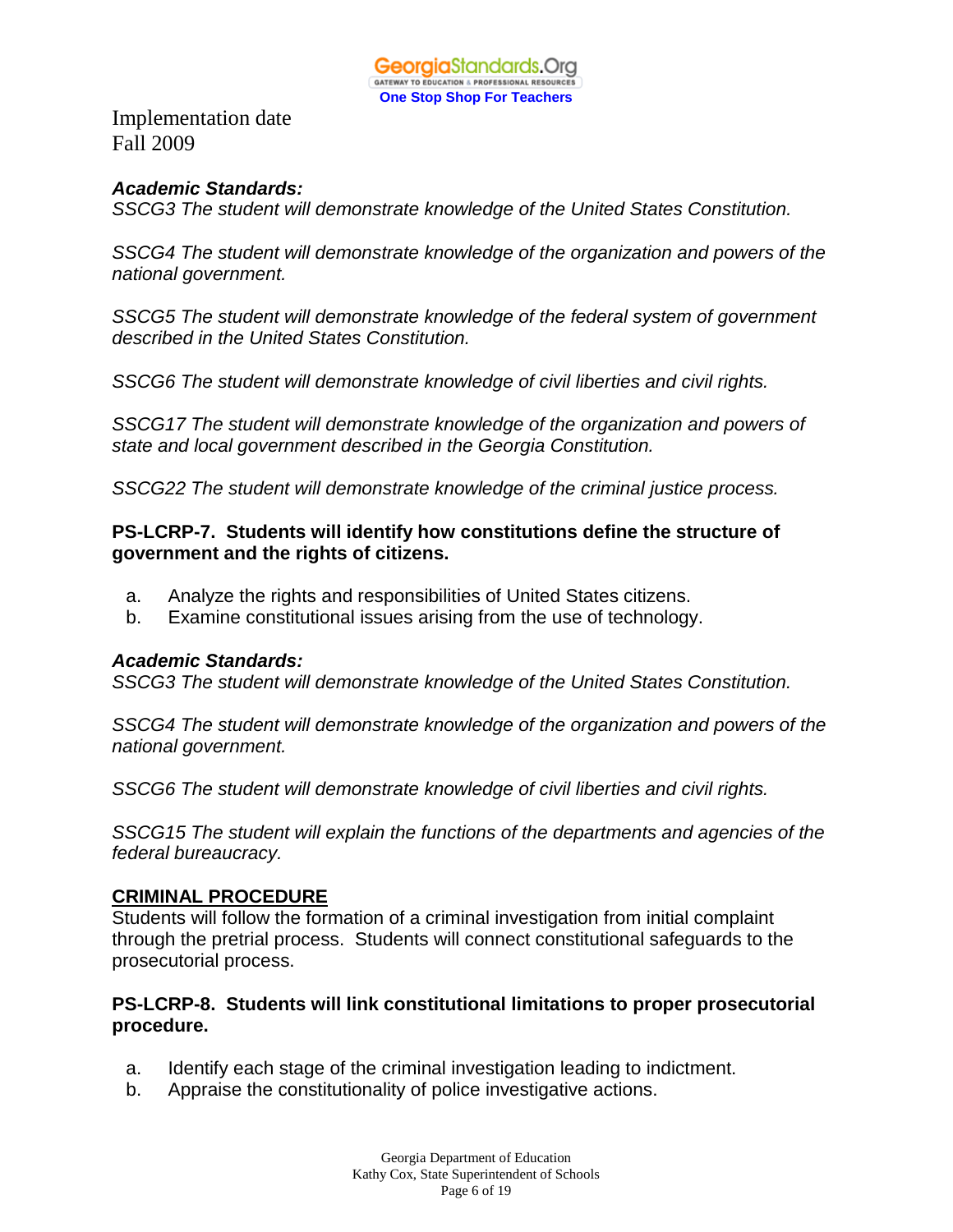Implementation date
Fall 2009

***Academic Standards:***
*SSCG3 The student will demonstrate knowledge of the United States Constitution.*

*SSCG4 The student will demonstrate knowledge of the organization and powers of the national government.*

*SSCG5 The student will demonstrate knowledge of the federal system of government described in the United States Constitution.*

*SSCG6 The student will demonstrate knowledge of civil liberties and civil rights.*

*SSCG17 The student will demonstrate knowledge of the organization and powers of state and local government described in the Georgia Constitution.*

*SSCG22 The student will demonstrate knowledge of the criminal justice process.*

**PS-LCRP-7. Students will identify how constitutions define the structure of government and the rights of citizens.**

a. Analyze the rights and responsibilities of United States citizens.
b. Examine constitutional issues arising from the use of technology.

***Academic Standards:***
*SSCG3 The student will demonstrate knowledge of the United States Constitution.*

*SSCG4 The student will demonstrate knowledge of the organization and powers of the national government.*

*SSCG6 The student will demonstrate knowledge of civil liberties and civil rights.*

*SSCG15 The student will explain the functions of the departments and agencies of the federal bureaucracy.*

## CRIMINAL PROCEDURE

Students will follow the formation of a criminal investigation from initial complaint through the pretrial process. Students will connect constitutional safeguards to the prosecutorial process.

**PS-LCRP-8. Students will link constitutional limitations to proper prosecutorial procedure.**

a. Identify each stage of the criminal investigation leading to indictment.
b. Appraise the constitutionality of police investigative actions.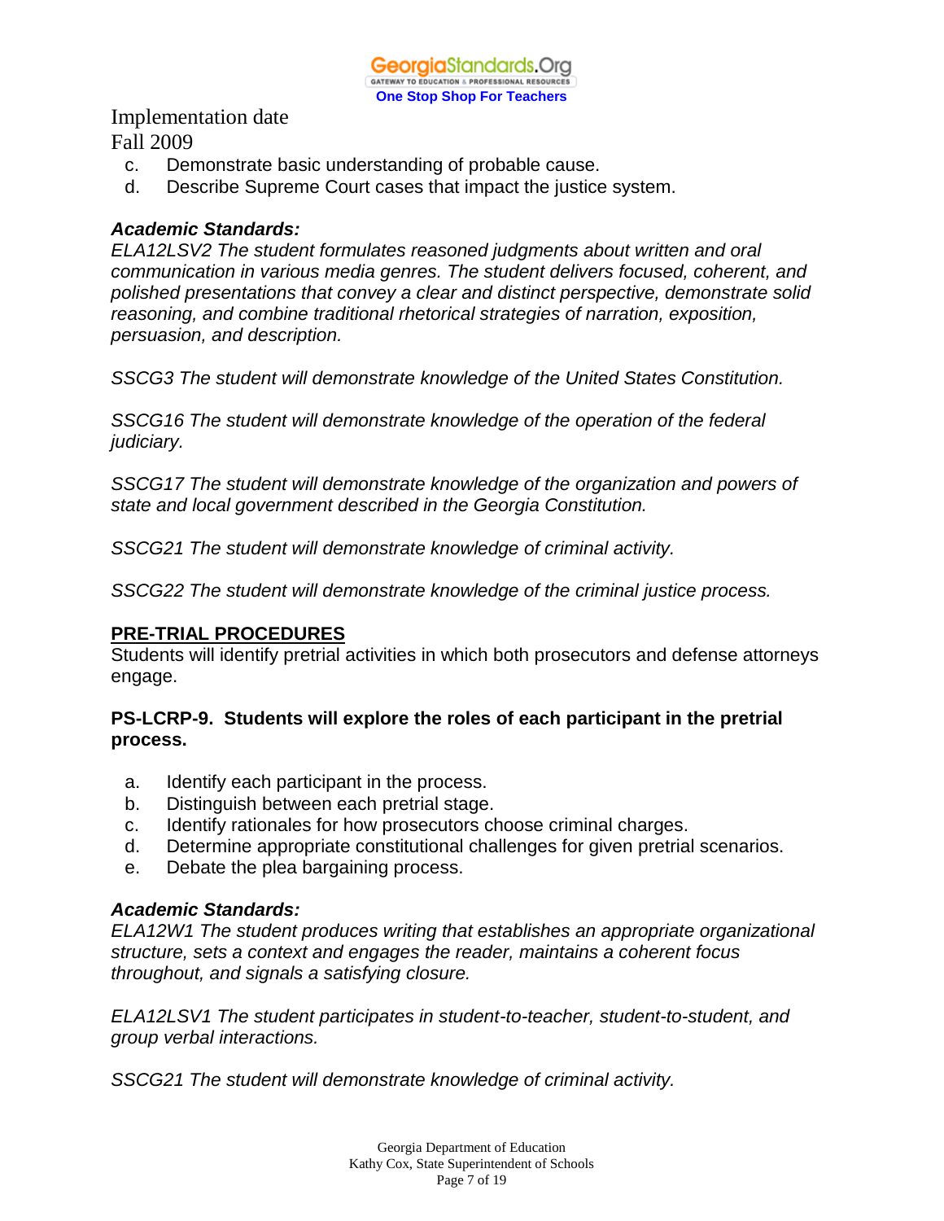c. Demonstrate basic understanding of probable cause.
d. Describe Supreme Court cases that impact the justice system.

***Academic Standards:***

*ELA12LSV2 The student formulates reasoned judgments about written and oral communication in various media genres. The student delivers focused, coherent, and polished presentations that convey a clear and distinct perspective, demonstrate solid reasoning, and combine traditional rhetorical strategies of narration, exposition, persuasion, and description.*

*SSCG3 The student will demonstrate knowledge of the United States Constitution.*

*SSCG16 The student will demonstrate knowledge of the operation of the federal judiciary.*

*SSCG17 The student will demonstrate knowledge of the organization and powers of state and local government described in the Georgia Constitution.*

*SSCG21 The student will demonstrate knowledge of criminal activity.*

*SSCG22 The student will demonstrate knowledge of the criminal justice process.*

## PRE-TRIAL PROCEDURES

Students will identify pretrial activities in which both prosecutors and defense attorneys engage.

**PS-LCRP-9. Students will explore the roles of each participant in the pretrial process.**

a. Identify each participant in the process.
b. Distinguish between each pretrial stage.
c. Identify rationales for how prosecutors choose criminal charges.
d. Determine appropriate constitutional challenges for given pretrial scenarios.
e. Debate the plea bargaining process.

***Academic Standards:***

*ELA12W1 The student produces writing that establishes an appropriate organizational structure, sets a context and engages the reader, maintains a coherent focus throughout, and signals a satisfying closure.*

*ELA12LSV1 The student participates in student-to-teacher, student-to-student, and group verbal interactions.*

*SSCG21 The student will demonstrate knowledge of criminal activity.*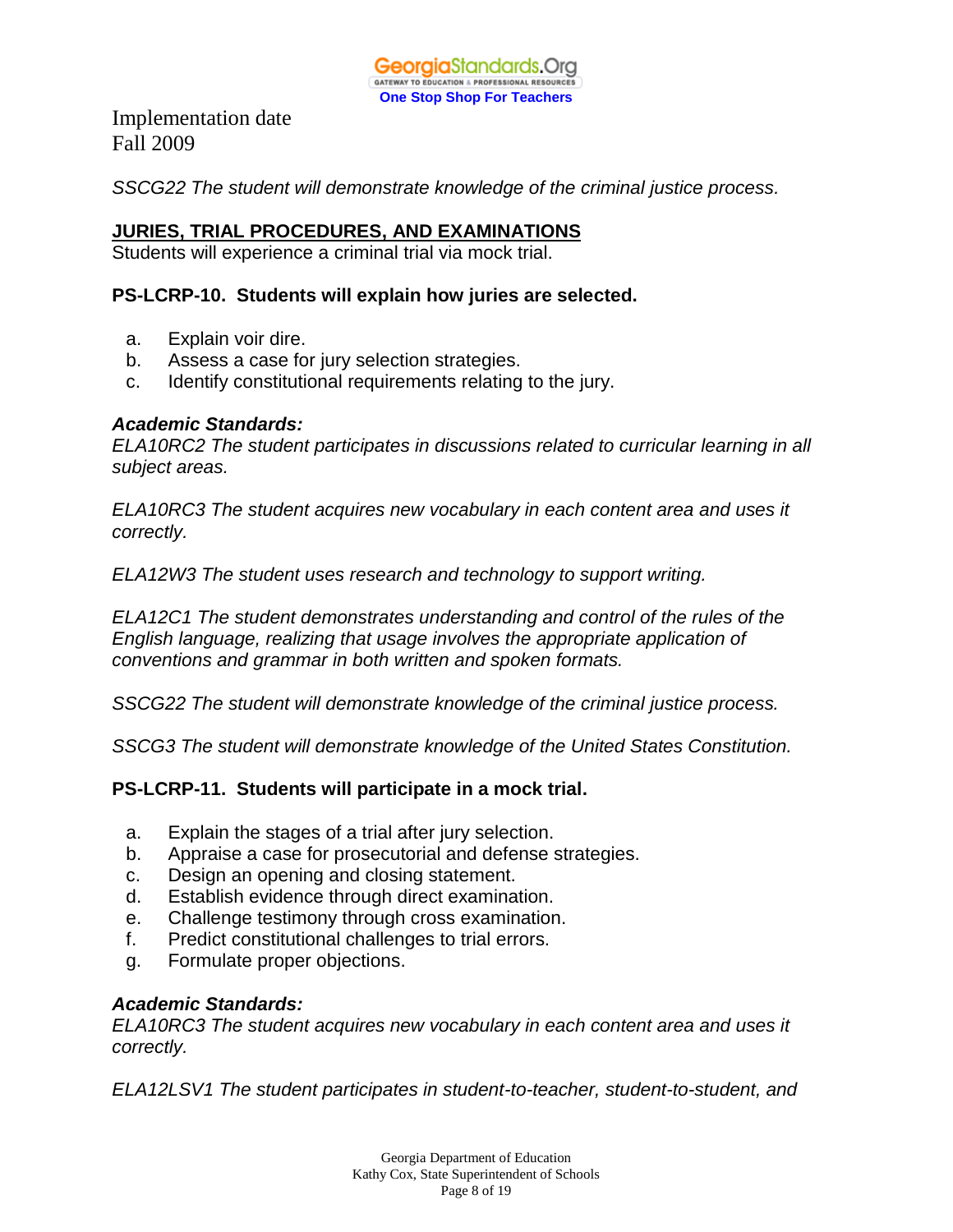Implementation date
Fall 2009

*SSCG22 The student will demonstrate knowledge of the criminal justice process.*

**JURIES, TRIAL PROCEDURES, AND EXAMINATIONS**
Students will experience a criminal trial via mock trial.

**PS-LCRP-10. Students will explain how juries are selected.**

a. Explain voir dire.
b. Assess a case for jury selection strategies.
c. Identify constitutional requirements relating to the jury.

***Academic Standards:***
*ELA10RC2 The student participates in discussions related to curricular learning in all subject areas.*

*ELA10RC3 The student acquires new vocabulary in each content area and uses it correctly.*

*ELA12W3 The student uses research and technology to support writing.*

*ELA12C1 The student demonstrates understanding and control of the rules of the English language, realizing that usage involves the appropriate application of conventions and grammar in both written and spoken formats.*

*SSCG22 The student will demonstrate knowledge of the criminal justice process.*

*SSCG3 The student will demonstrate knowledge of the United States Constitution.*

**PS-LCRP-11. Students will participate in a mock trial.**

a. Explain the stages of a trial after jury selection.
b. Appraise a case for prosecutorial and defense strategies.
c. Design an opening and closing statement.
d. Establish evidence through direct examination.
e. Challenge testimony through cross examination.
f. Predict constitutional challenges to trial errors.
g. Formulate proper objections.

***Academic Standards:***
*ELA10RC3 The student acquires new vocabulary in each content area and uses it correctly.*

*ELA12LSV1 The student participates in student-to-teacher, student-to-student, and*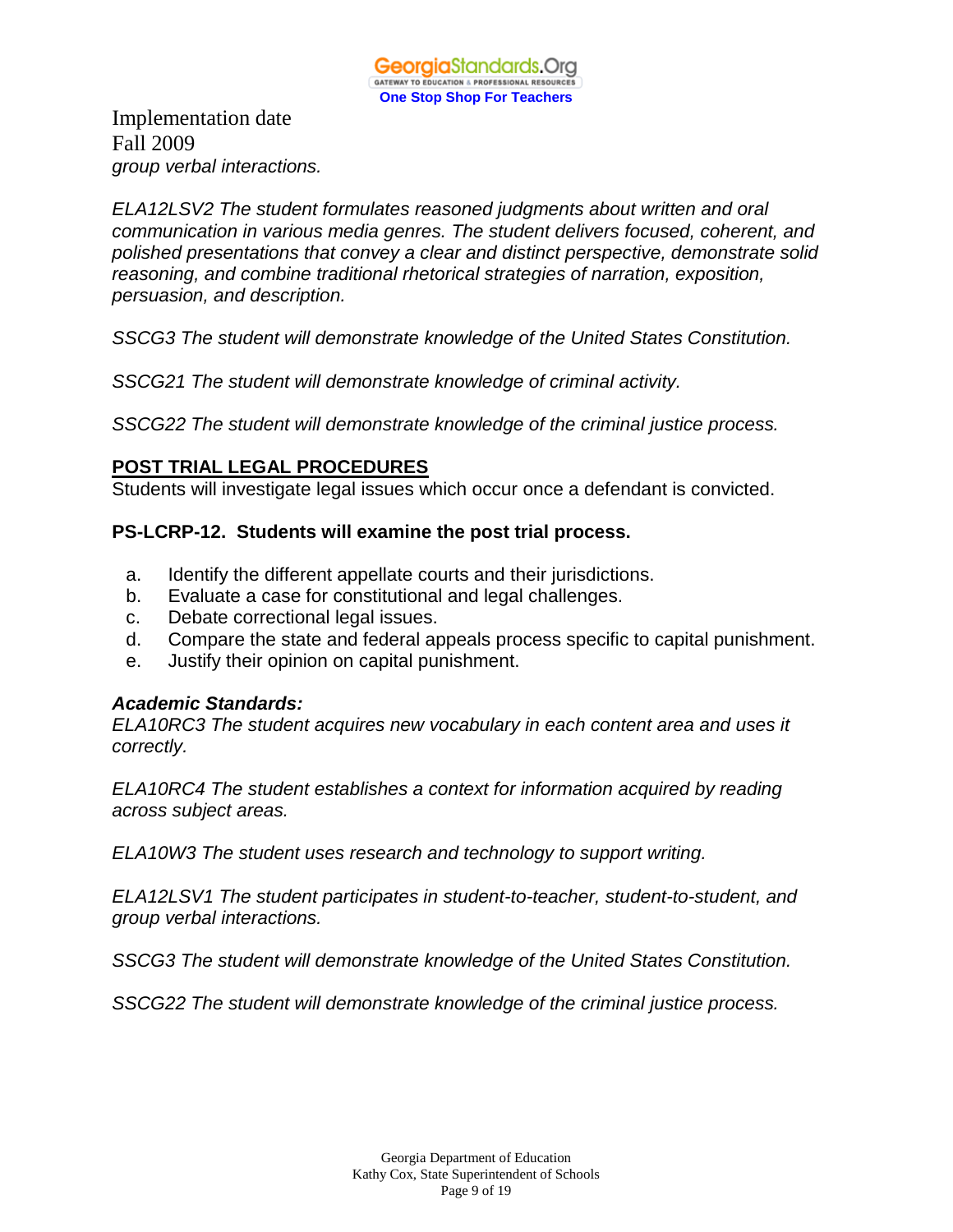*group verbal interactions.*

*ELA12LSV2 The student formulates reasoned judgments about written and oral communication in various media genres. The student delivers focused, coherent, and polished presentations that convey a clear and distinct perspective, demonstrate solid reasoning, and combine traditional rhetorical strategies of narration, exposition, persuasion, and description.*

*SSCG3 The student will demonstrate knowledge of the United States Constitution.*

*SSCG21 The student will demonstrate knowledge of criminal activity.*

*SSCG22 The student will demonstrate knowledge of the criminal justice process.*

## POST TRIAL LEGAL PROCEDURES

Students will investigate legal issues which occur once a defendant is convicted.

**PS-LCRP-12. Students will examine the post trial process.**

a. Identify the different appellate courts and their jurisdictions.
b. Evaluate a case for constitutional and legal challenges.
c. Debate correctional legal issues.
d. Compare the state and federal appeals process specific to capital punishment.
e. Justify their opinion on capital punishment.

***Academic Standards:***

*ELA10RC3 The student acquires new vocabulary in each content area and uses it correctly.*

*ELA10RC4 The student establishes a context for information acquired by reading across subject areas.*

*ELA10W3 The student uses research and technology to support writing.*

*ELA12LSV1 The student participates in student-to-teacher, student-to-student, and group verbal interactions.*

*SSCG3 The student will demonstrate knowledge of the United States Constitution.*

*SSCG22 The student will demonstrate knowledge of the criminal justice process.*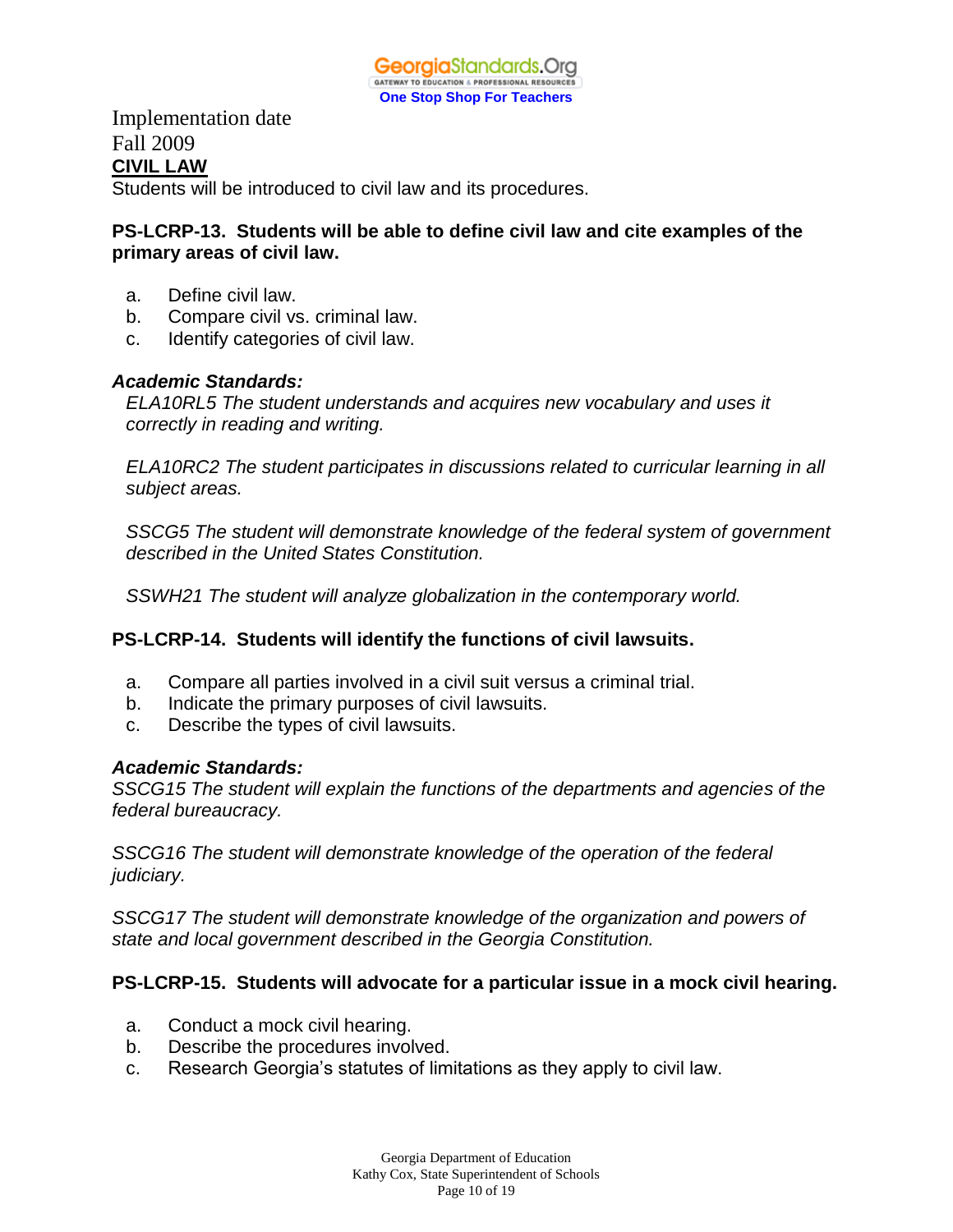Implementation date
Fall 2009

**CIVIL LAW**

Students will be introduced to civil law and its procedures.

**PS-LCRP-13. Students will be able to define civil law and cite examples of the primary areas of civil law.**

a. Define civil law.
b. Compare civil vs. criminal law.
c. Identify categories of civil law.

***Academic Standards:***

*ELA10RL5 The student understands and acquires new vocabulary and uses it correctly in reading and writing.*

*ELA10RC2 The student participates in discussions related to curricular learning in all subject areas.*

*SSCG5 The student will demonstrate knowledge of the federal system of government described in the United States Constitution.*

*SSWH21 The student will analyze globalization in the contemporary world.*

**PS-LCRP-14. Students will identify the functions of civil lawsuits.**

a. Compare all parties involved in a civil suit versus a criminal trial.
b. Indicate the primary purposes of civil lawsuits.
c. Describe the types of civil lawsuits.

***Academic Standards:***

*SSCG15 The student will explain the functions of the departments and agencies of the federal bureaucracy.*

*SSCG16 The student will demonstrate knowledge of the operation of the federal judiciary.*

*SSCG17 The student will demonstrate knowledge of the organization and powers of state and local government described in the Georgia Constitution.*

**PS-LCRP-15. Students will advocate for a particular issue in a mock civil hearing.**

a. Conduct a mock civil hearing.
b. Describe the procedures involved.
c. Research Georgia's statutes of limitations as they apply to civil law.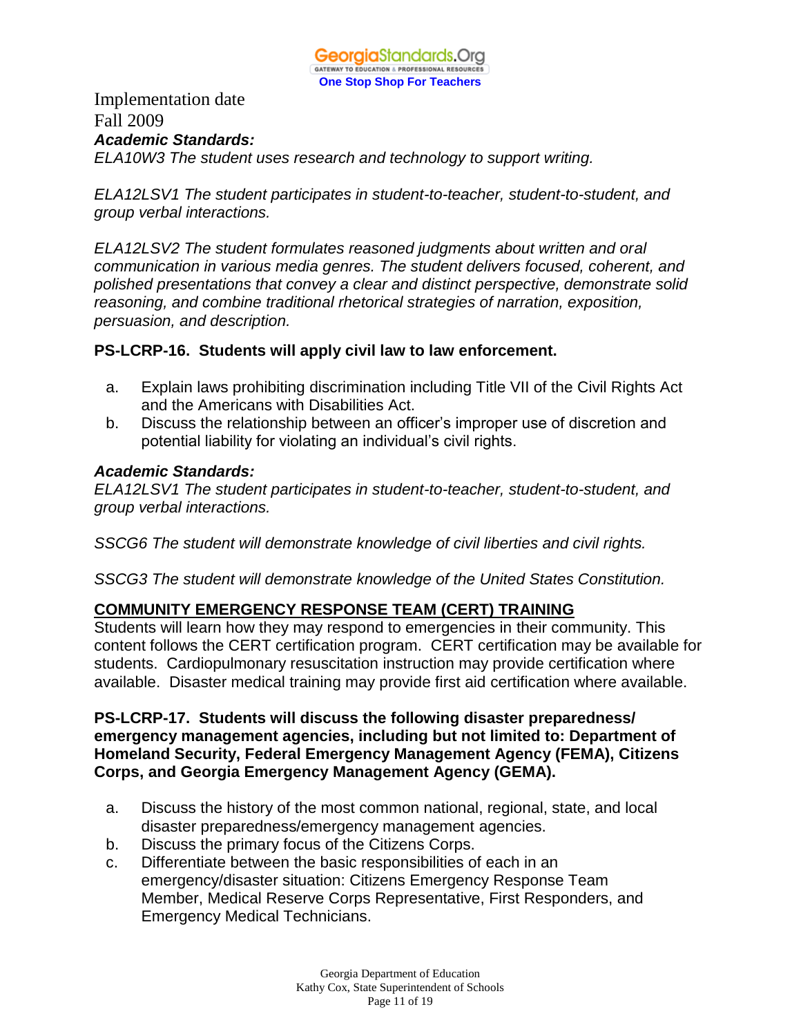Implementation date
Fall 2009

***Academic Standards:***

*ELA10W3 The student uses research and technology to support writing.*

*ELA12LSV1 The student participates in student-to-teacher, student-to-student, and group verbal interactions.*

*ELA12LSV2 The student formulates reasoned judgments about written and oral communication in various media genres. The student delivers focused, coherent, and polished presentations that convey a clear and distinct perspective, demonstrate solid reasoning, and combine traditional rhetorical strategies of narration, exposition, persuasion, and description.*

**PS-LCRP-16. Students will apply civil law to law enforcement.**

a. Explain laws prohibiting discrimination including Title VII of the Civil Rights Act and the Americans with Disabilities Act.
b. Discuss the relationship between an officer's improper use of discretion and potential liability for violating an individual's civil rights.

***Academic Standards:***

*ELA12LSV1 The student participates in student-to-teacher, student-to-student, and group verbal interactions.*

*SSCG6 The student will demonstrate knowledge of civil liberties and civil rights.*

*SSCG3 The student will demonstrate knowledge of the United States Constitution.*

**COMMUNITY EMERGENCY RESPONSE TEAM (CERT) TRAINING**

Students will learn how they may respond to emergencies in their community. This content follows the CERT certification program. CERT certification may be available for students. Cardiopulmonary resuscitation instruction may provide certification where available. Disaster medical training may provide first aid certification where available.

**PS-LCRP-17. Students will discuss the following disaster preparedness/ emergency management agencies, including but not limited to: Department of Homeland Security, Federal Emergency Management Agency (FEMA), Citizens Corps, and Georgia Emergency Management Agency (GEMA).**

a. Discuss the history of the most common national, regional, state, and local disaster preparedness/emergency management agencies.
b. Discuss the primary focus of the Citizens Corps.
c. Differentiate between the basic responsibilities of each in an emergency/disaster situation: Citizens Emergency Response Team Member, Medical Reserve Corps Representative, First Responders, and Emergency Medical Technicians.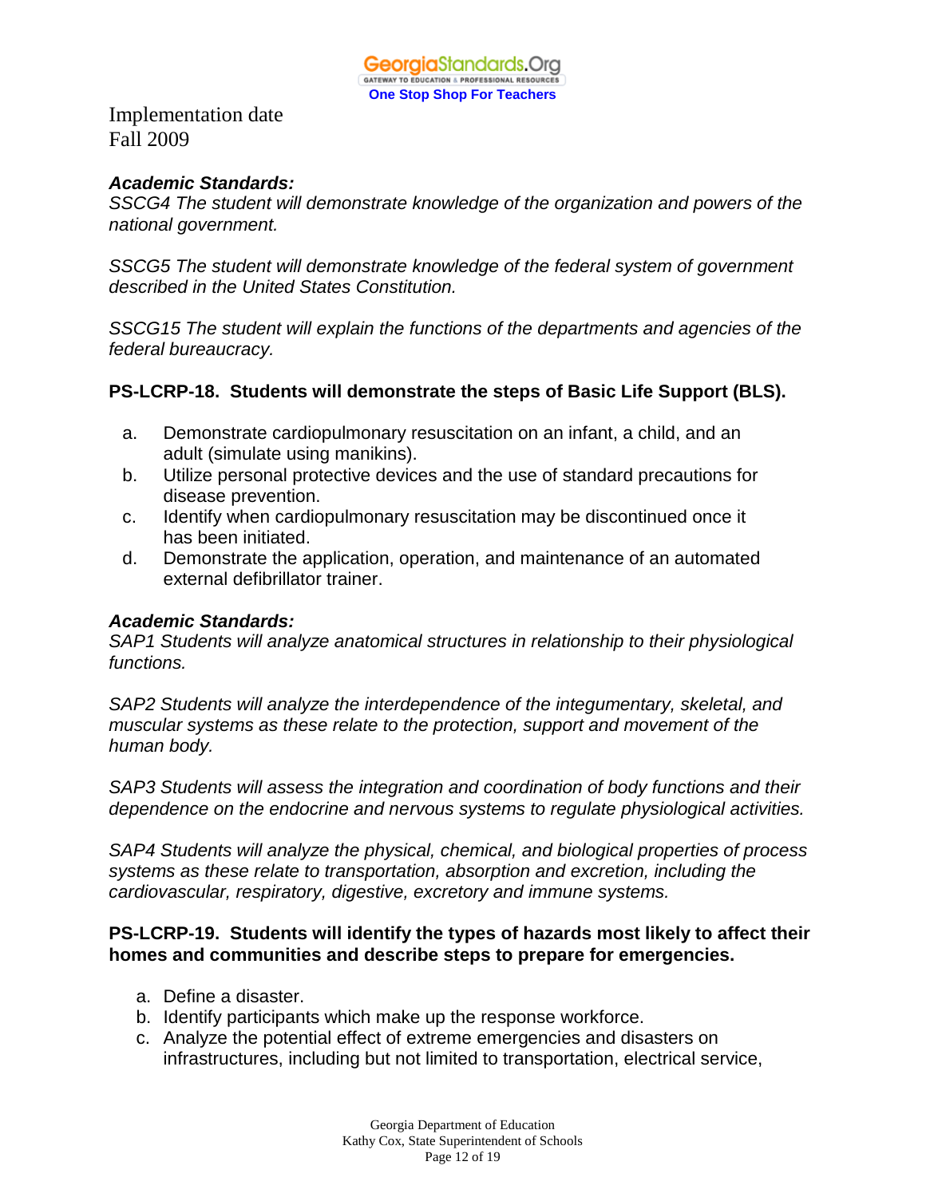Implementation date
Fall 2009

***Academic Standards:***
*SSCG4 The student will demonstrate knowledge of the organization and powers of the national government.*

*SSCG5 The student will demonstrate knowledge of the federal system of government described in the United States Constitution.*

*SSCG15 The student will explain the functions of the departments and agencies of the federal bureaucracy.*

**PS-LCRP-18. Students will demonstrate the steps of Basic Life Support (BLS).**

a. Demonstrate cardiopulmonary resuscitation on an infant, a child, and an adult (simulate using manikins).
b. Utilize personal protective devices and the use of standard precautions for disease prevention.
c. Identify when cardiopulmonary resuscitation may be discontinued once it has been initiated.
d. Demonstrate the application, operation, and maintenance of an automated external defibrillator trainer.

***Academic Standards:***
*SAP1 Students will analyze anatomical structures in relationship to their physiological functions.*

*SAP2 Students will analyze the interdependence of the integumentary, skeletal, and muscular systems as these relate to the protection, support and movement of the human body.*

*SAP3 Students will assess the integration and coordination of body functions and their dependence on the endocrine and nervous systems to regulate physiological activities.*

*SAP4 Students will analyze the physical, chemical, and biological properties of process systems as these relate to transportation, absorption and excretion, including the cardiovascular, respiratory, digestive, excretory and immune systems.*

**PS-LCRP-19. Students will identify the types of hazards most likely to affect their homes and communities and describe steps to prepare for emergencies.**

a. Define a disaster.
b. Identify participants which make up the response workforce.
c. Analyze the potential effect of extreme emergencies and disasters on infrastructures, including but not limited to transportation, electrical service,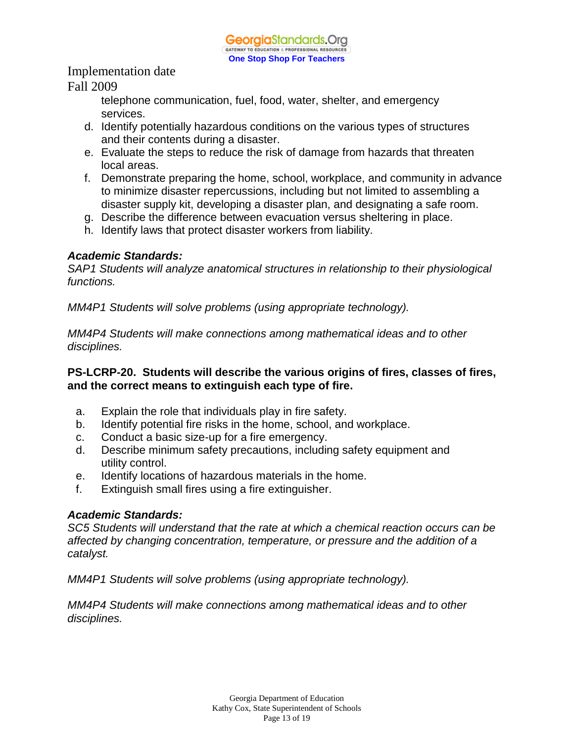telephone communication, fuel, food, water, shelter, and emergency services.

d. Identify potentially hazardous conditions on the various types of structures and their contents during a disaster.
e. Evaluate the steps to reduce the risk of damage from hazards that threaten local areas.
f. Demonstrate preparing the home, school, workplace, and community in advance to minimize disaster repercussions, including but not limited to assembling a disaster supply kit, developing a disaster plan, and designating a safe room.
g. Describe the difference between evacuation versus sheltering in place.
h. Identify laws that protect disaster workers from liability.

***Academic Standards:***

*SAP1 Students will analyze anatomical structures in relationship to their physiological functions.*

*MM4P1 Students will solve problems (using appropriate technology).*

*MM4P4 Students will make connections among mathematical ideas and to other disciplines.*

**PS-LCRP-20. Students will describe the various origins of fires, classes of fires, and the correct means to extinguish each type of fire.**

a. Explain the role that individuals play in fire safety.
b. Identify potential fire risks in the home, school, and workplace.
c. Conduct a basic size-up for a fire emergency.
d. Describe minimum safety precautions, including safety equipment and utility control.
e. Identify locations of hazardous materials in the home.
f. Extinguish small fires using a fire extinguisher.

***Academic Standards:***

*SC5 Students will understand that the rate at which a chemical reaction occurs can be affected by changing concentration, temperature, or pressure and the addition of a catalyst.*

*MM4P1 Students will solve problems (using appropriate technology).*

*MM4P4 Students will make connections among mathematical ideas and to other disciplines.*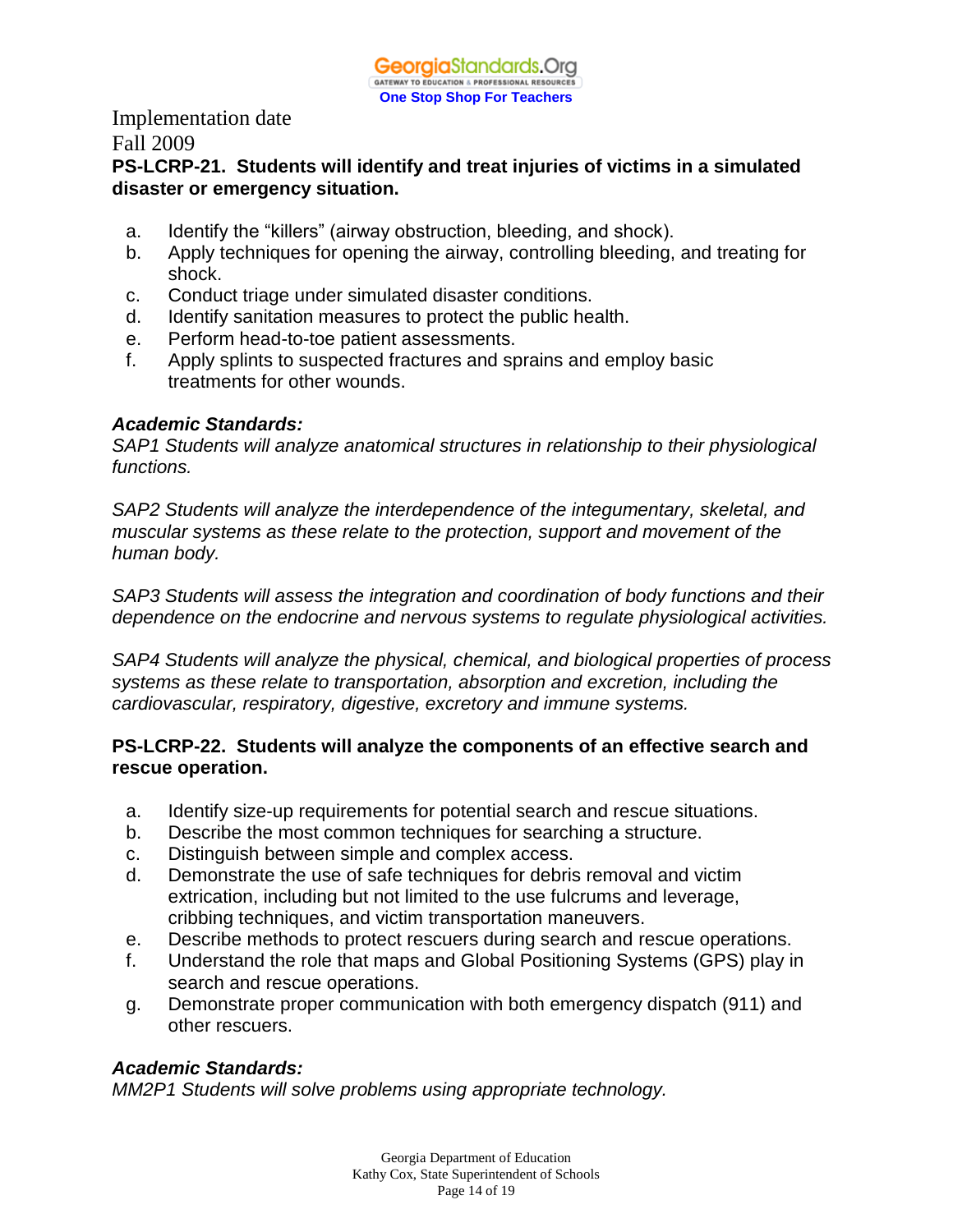Implementation date
Fall 2009

**PS-LCRP-21. Students will identify and treat injuries of victims in a simulated disaster or emergency situation.**

a. Identify the "killers" (airway obstruction, bleeding, and shock).
b. Apply techniques for opening the airway, controlling bleeding, and treating for shock.
c. Conduct triage under simulated disaster conditions.
d. Identify sanitation measures to protect the public health.
e. Perform head-to-toe patient assessments.
f. Apply splints to suspected fractures and sprains and employ basic treatments for other wounds.

***Academic Standards:***

*SAP1 Students will analyze anatomical structures in relationship to their physiological functions.*

*SAP2 Students will analyze the interdependence of the integumentary, skeletal, and muscular systems as these relate to the protection, support and movement of the human body.*

*SAP3 Students will assess the integration and coordination of body functions and their dependence on the endocrine and nervous systems to regulate physiological activities.*

*SAP4 Students will analyze the physical, chemical, and biological properties of process systems as these relate to transportation, absorption and excretion, including the cardiovascular, respiratory, digestive, excretory and immune systems.*

**PS-LCRP-22. Students will analyze the components of an effective search and rescue operation.**

a. Identify size-up requirements for potential search and rescue situations.
b. Describe the most common techniques for searching a structure.
c. Distinguish between simple and complex access.
d. Demonstrate the use of safe techniques for debris removal and victim extrication, including but not limited to the use fulcrums and leverage, cribbing techniques, and victim transportation maneuvers.
e. Describe methods to protect rescuers during search and rescue operations.
f. Understand the role that maps and Global Positioning Systems (GPS) play in search and rescue operations.
g. Demonstrate proper communication with both emergency dispatch (911) and other rescuers.

***Academic Standards:***

*MM2P1 Students will solve problems using appropriate technology.*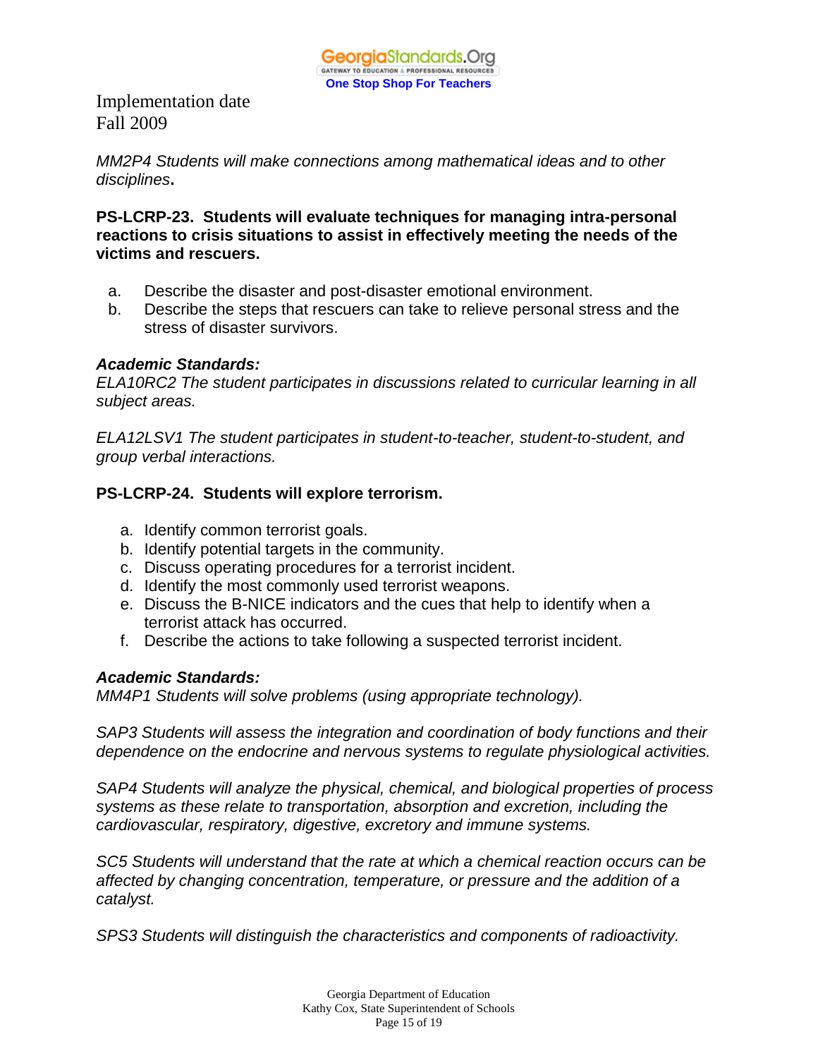Implementation date
Fall 2009

*MM2P4 Students will make connections among mathematical ideas and to other disciplines*.

**PS-LCRP-23. Students will evaluate techniques for managing intra-personal reactions to crisis situations to assist in effectively meeting the needs of the victims and rescuers.**

a. Describe the disaster and post-disaster emotional environment.
b. Describe the steps that rescuers can take to relieve personal stress and the stress of disaster survivors.

***Academic Standards:***
*ELA10RC2 The student participates in discussions related to curricular learning in all subject areas.*

*ELA12LSV1 The student participates in student-to-teacher, student-to-student, and group verbal interactions.*

**PS-LCRP-24. Students will explore terrorism.**

a. Identify common terrorist goals.
b. Identify potential targets in the community.
c. Discuss operating procedures for a terrorist incident.
d. Identify the most commonly used terrorist weapons.
e. Discuss the B-NICE indicators and the cues that help to identify when a terrorist attack has occurred.
f. Describe the actions to take following a suspected terrorist incident.

***Academic Standards:***
*MM4P1 Students will solve problems (using appropriate technology).*

*SAP3 Students will assess the integration and coordination of body functions and their dependence on the endocrine and nervous systems to regulate physiological activities.*

*SAP4 Students will analyze the physical, chemical, and biological properties of process systems as these relate to transportation, absorption and excretion, including the cardiovascular, respiratory, digestive, excretory and immune systems.*

*SC5 Students will understand that the rate at which a chemical reaction occurs can be affected by changing concentration, temperature, or pressure and the addition of a catalyst.*

*SPS3 Students will distinguish the characteristics and components of radioactivity.*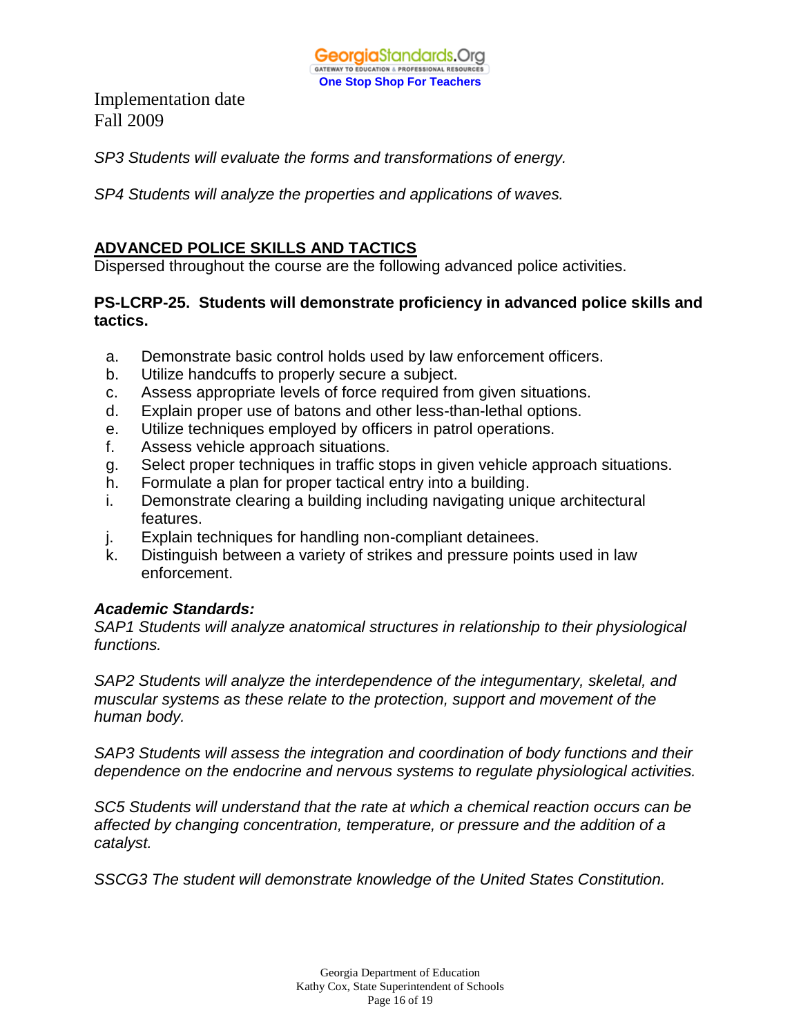Implementation date
Fall 2009

*SP3 Students will evaluate the forms and transformations of energy.*

*SP4 Students will analyze the properties and applications of waves.*

## ADVANCED POLICE SKILLS AND TACTICS

Dispersed throughout the course are the following advanced police activities.

**PS-LCRP-25. Students will demonstrate proficiency in advanced police skills and tactics.**

a. Demonstrate basic control holds used by law enforcement officers.
b. Utilize handcuffs to properly secure a subject.
c. Assess appropriate levels of force required from given situations.
d. Explain proper use of batons and other less-than-lethal options.
e. Utilize techniques employed by officers in patrol operations.
f. Assess vehicle approach situations.
g. Select proper techniques in traffic stops in given vehicle approach situations.
h. Formulate a plan for proper tactical entry into a building.
i. Demonstrate clearing a building including navigating unique architectural features.
j. Explain techniques for handling non-compliant detainees.
k. Distinguish between a variety of strikes and pressure points used in law enforcement.

***Academic Standards:***

*SAP1 Students will analyze anatomical structures in relationship to their physiological functions.*

*SAP2 Students will analyze the interdependence of the integumentary, skeletal, and muscular systems as these relate to the protection, support and movement of the human body.*

*SAP3 Students will assess the integration and coordination of body functions and their dependence on the endocrine and nervous systems to regulate physiological activities.*

*SC5 Students will understand that the rate at which a chemical reaction occurs can be affected by changing concentration, temperature, or pressure and the addition of a catalyst.*

*SSCG3 The student will demonstrate knowledge of the United States Constitution.*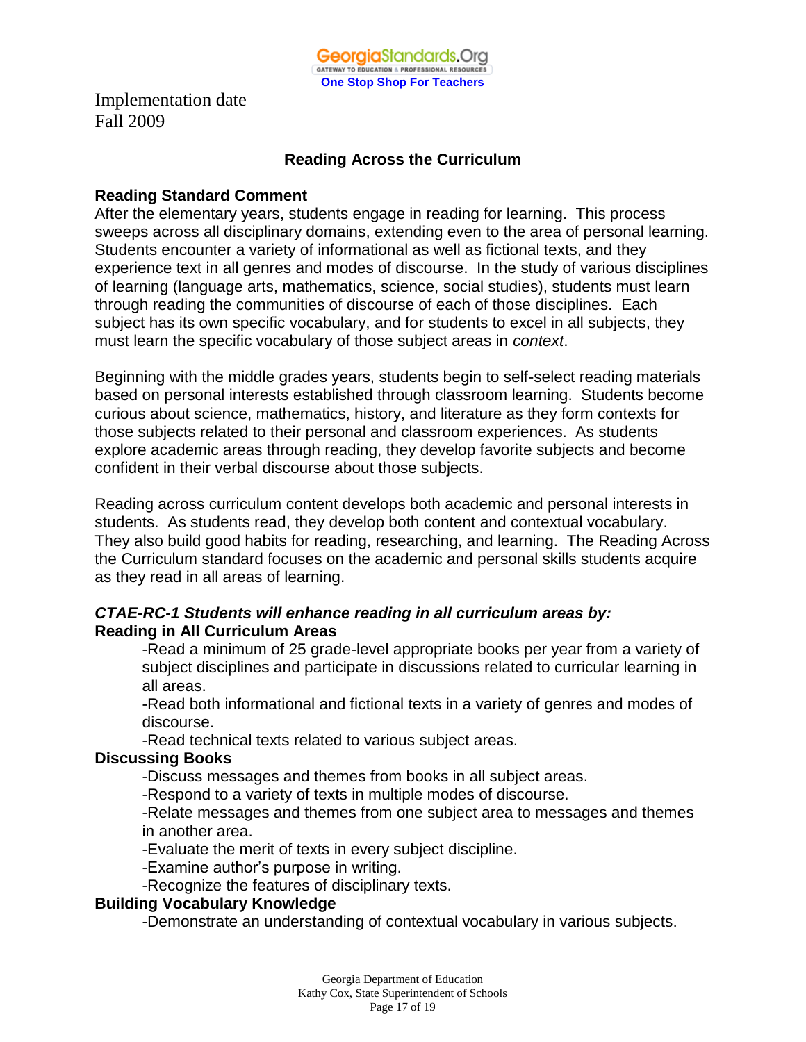Implementation date
Fall 2009

## Reading Across the Curriculum

### Reading Standard Comment

After the elementary years, students engage in reading for learning. This process sweeps across all disciplinary domains, extending even to the area of personal learning. Students encounter a variety of informational as well as fictional texts, and they experience text in all genres and modes of discourse. In the study of various disciplines of learning (language arts, mathematics, science, social studies), students must learn through reading the communities of discourse of each of those disciplines. Each subject has its own specific vocabulary, and for students to excel in all subjects, they must learn the specific vocabulary of those subject areas in *context*.

Beginning with the middle grades years, students begin to self-select reading materials based on personal interests established through classroom learning. Students become curious about science, mathematics, history, and literature as they form contexts for those subjects related to their personal and classroom experiences. As students explore academic areas through reading, they develop favorite subjects and become confident in their verbal discourse about those subjects.

Reading across curriculum content develops both academic and personal interests in students. As students read, they develop both content and contextual vocabulary. They also build good habits for reading, researching, and learning. The Reading Across the Curriculum standard focuses on the academic and personal skills students acquire as they read in all areas of learning.

***CTAE-RC-1 Students will enhance reading in all curriculum areas by:***

**Reading in All Curriculum Areas**

- Read a minimum of 25 grade-level appropriate books per year from a variety of subject disciplines and participate in discussions related to curricular learning in all areas.
- Read both informational and fictional texts in a variety of genres and modes of discourse.
- Read technical texts related to various subject areas.

**Discussing Books**

- Discuss messages and themes from books in all subject areas.
- Respond to a variety of texts in multiple modes of discourse.
- Relate messages and themes from one subject area to messages and themes in another area.
- Evaluate the merit of texts in every subject discipline.
- Examine author's purpose in writing.
- Recognize the features of disciplinary texts.

**Building Vocabulary Knowledge**

- Demonstrate an understanding of contextual vocabulary in various subjects.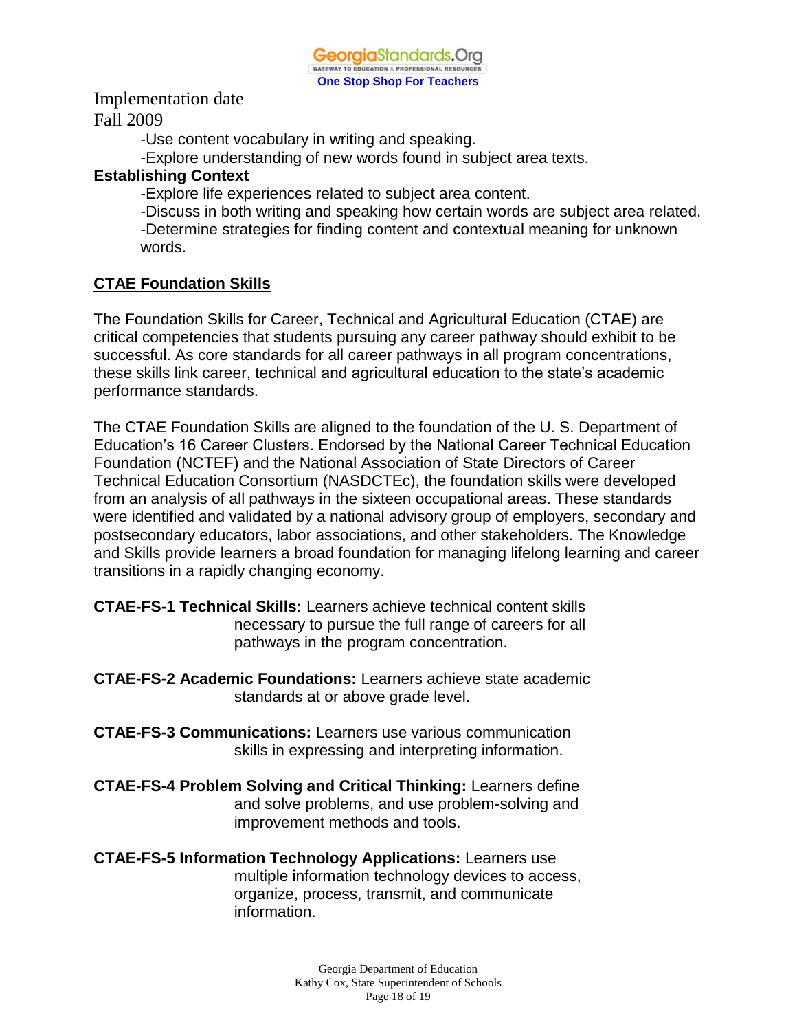Implementation date
Fall 2009

- -Use content vocabulary in writing and speaking.
- -Explore understanding of new words found in subject area texts.

**Establishing Context**

- -Explore life experiences related to subject area content.
- -Discuss in both writing and speaking how certain words are subject area related.
- -Determine strategies for finding content and contextual meaning for unknown words.

## CTAE Foundation Skills

The Foundation Skills for Career, Technical and Agricultural Education (CTAE) are critical competencies that students pursuing any career pathway should exhibit to be successful. As core standards for all career pathways in all program concentrations, these skills link career, technical and agricultural education to the state's academic performance standards.

The CTAE Foundation Skills are aligned to the foundation of the U. S. Department of Education's 16 Career Clusters. Endorsed by the National Career Technical Education Foundation (NCTEF) and the National Association of State Directors of Career Technical Education Consortium (NASDCTEc), the foundation skills were developed from an analysis of all pathways in the sixteen occupational areas. These standards were identified and validated by a national advisory group of employers, secondary and postsecondary educators, labor associations, and other stakeholders. The Knowledge and Skills provide learners a broad foundation for managing lifelong learning and career transitions in a rapidly changing economy.

**CTAE-FS-1 Technical Skills:** Learners achieve technical content skills necessary to pursue the full range of careers for all pathways in the program concentration.

**CTAE-FS-2 Academic Foundations:** Learners achieve state academic standards at or above grade level.

**CTAE-FS-3 Communications:** Learners use various communication skills in expressing and interpreting information.

**CTAE-FS-4 Problem Solving and Critical Thinking:** Learners define and solve problems, and use problem-solving and improvement methods and tools.

**CTAE-FS-5 Information Technology Applications:** Learners use multiple information technology devices to access, organize, process, transmit, and communicate information.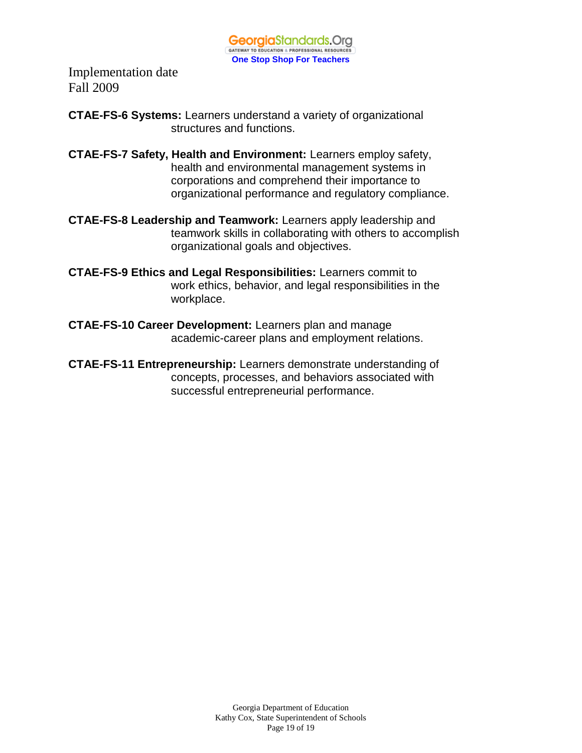Implementation date
Fall 2009

**CTAE-FS-6 Systems:** Learners understand a variety of organizational structures and functions.

**CTAE-FS-7 Safety, Health and Environment:** Learners employ safety, health and environmental management systems in corporations and comprehend their importance to organizational performance and regulatory compliance.

**CTAE-FS-8 Leadership and Teamwork:** Learners apply leadership and teamwork skills in collaborating with others to accomplish organizational goals and objectives.

**CTAE-FS-9 Ethics and Legal Responsibilities:** Learners commit to work ethics, behavior, and legal responsibilities in the workplace.

**CTAE-FS-10 Career Development:** Learners plan and manage academic-career plans and employment relations.

**CTAE-FS-11 Entrepreneurship:** Learners demonstrate understanding of concepts, processes, and behaviors associated with successful entrepreneurial performance.